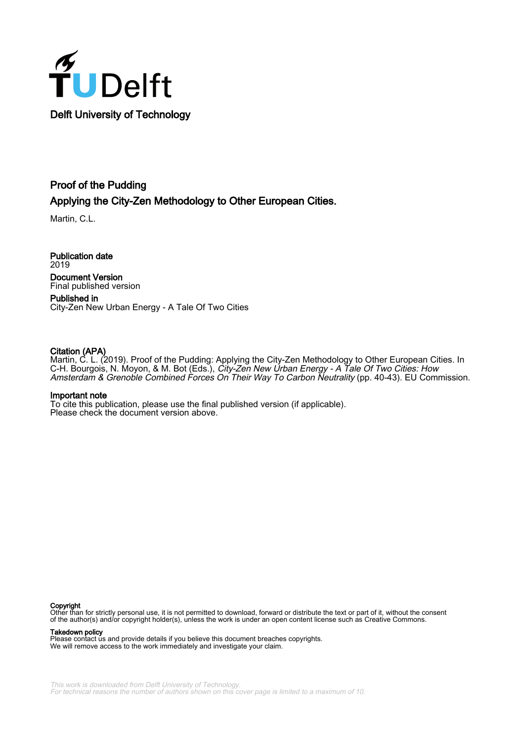Delft University of Technology

# Proof of the Pudding
## Applying the City-Zen Methodology to Other European Cities.

Martin, C.L.

**Publication date**
2019

**Document Version**
Final published version

**Published in**
City-Zen New Urban Energy - A Tale Of Two Cities

**Citation (APA)**
Martin, C. L. (2019). Proof of the Pudding: Applying the City-Zen Methodology to Other European Cities. In C-H. Bourgois, N. Moyon, & M. Bot (Eds.), *City-Zen New Urban Energy - A Tale Of Two Cities: How Amsterdam & Grenoble Combined Forces On Their Way To Carbon Neutrality* (pp. 40-43). EU Commission.

**Important note**
To cite this publication, please use the final published version (if applicable).
Please check the document version above.

**Copyright**
Other than for strictly personal use, it is not permitted to download, forward or distribute the text or part of it, without the consent of the author(s) and/or copyright holder(s), unless the work is under an open content license such as Creative Commons.

**Takedown policy**
Please contact us and provide details if you believe this document breaches copyrights.
We will remove access to the work immediately and investigate your claim.

*This work is downloaded from Delft University of Technology.*
*For technical reasons the number of authors shown on this cover page is limited to a maximum of 10.*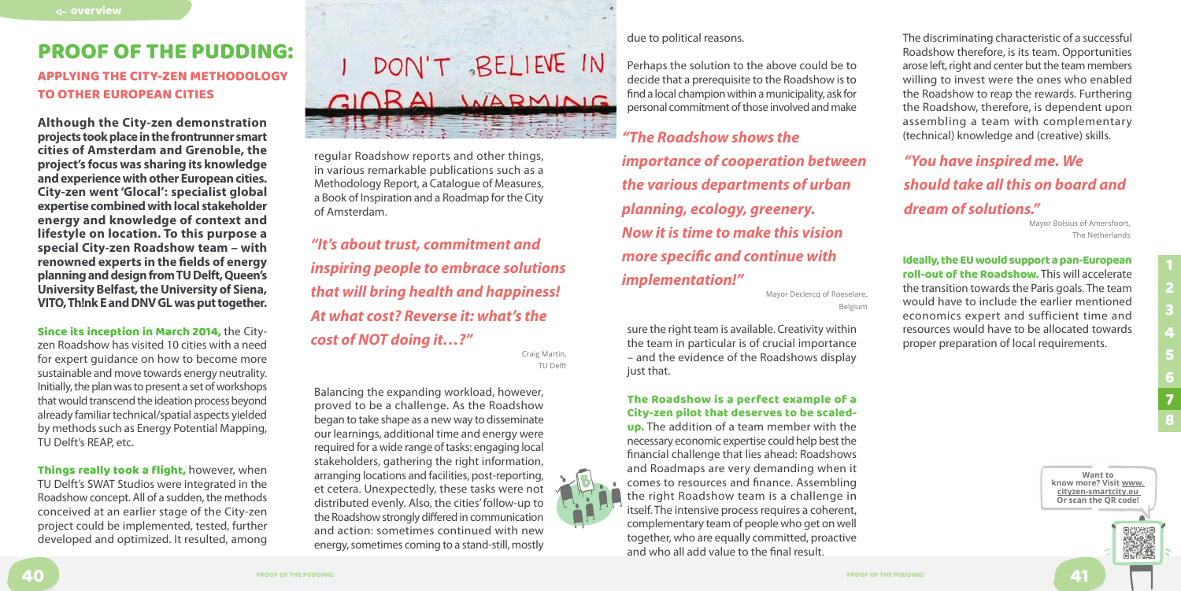# PROOF OF THE PUDDING:

## APPLYING THE CITY-ZEN METHODOLOGY TO OTHER EUROPEAN CITIES

**Although the City-zen demonstration projects took place in the frontrunner smart cities of Amsterdam and Grenoble, the project's focus was sharing its knowledge and experience with other European cities. City-zen went 'Glocal': specialist global expertise combined with local stakeholder energy and knowledge of context and lifestyle on location. To this purpose a special City-zen Roadshow team – with renowned experts in the fields of energy planning and design from TU Delft, Queen's University Belfast, the University of Siena, VITO, Th!nk E and DNV GL was put together.**

**Since its inception in March 2014,** the City-zen Roadshow has visited 10 cities with a need for expert guidance on how to become more sustainable and move towards energy neutrality. Initially, the plan was to present a set of workshops that would transcend the ideation process beyond already familiar technical/spatial aspects yielded by methods such as Energy Potential Mapping, TU Delft's REAP, etc.

**Things really took a flight,** however, when TU Delft's SWAT Studios were integrated in the Roadshow concept. All of a sudden, the methods conceived at an earlier stage of the City-zen project could be implemented, tested, further developed and optimized. It resulted, among regular Roadshow reports and other things, in various remarkable publications such as a Methodology Report, a Catalogue of Measures, a Book of Inspiration and a Roadmap for the City of Amsterdam.

> ***"It's about trust, commitment and inspiring people to embrace solutions that will bring health and happiness! At what cost? Reverse it: what's the cost of NOT doing it…?"***
>
> Craig Martin, TU Delft

Balancing the expanding workload, however, proved to be a challenge. As the Roadshow began to take shape as a new way to disseminate our learnings, additional time and energy were required for a wide range of tasks: engaging local stakeholders, gathering the right information, arranging locations and facilities, post-reporting, et cetera. Unexpectedly, these tasks were not distributed evenly. Also, the cities' follow-up to the Roadshow strongly differed in communication and action: sometimes continued with new energy, sometimes coming to a stand-still, mostly due to political reasons.

Perhaps the solution to the above could be to decide that a prerequisite to the Roadshow is to find a local champion within a municipality, ask for personal commitment of those involved and make sure the right team is available. Creativity within the team in particular is of crucial importance – and the evidence of the Roadshows display just that.

> ***"The Roadshow shows the importance of cooperation between the various departments of urban planning, ecology, greenery. Now it is time to make this vision more specific and continue with implementation!"***
>
> Mayor Declercq of Roeselare, Belgium

**The Roadshow is a perfect example of a City-zen pilot that deserves to be scaled-up.** The addition of a team member with the necessary economic expertise could help best the financial challenge that lies ahead: Roadshows and Roadmaps are very demanding when it comes to resources and finance. Assembling the right Roadshow team is a challenge in itself. The intensive process requires a coherent, complementary team of people who get on well together, who are equally committed, proactive and who all add value to the final result.

The discriminating characteristic of a successful Roadshow therefore, is its team. Opportunities arose left, right and center but the team members willing to invest were the ones who enabled the Roadshow to reap the rewards. Furthering the Roadshow, therefore, is dependent upon assembling a team with complementary (technical) knowledge and (creative) skills.

> ***"You have inspired me. We should take all this on board and dream of solutions."***
>
> Mayor Bolsius of Amersfoort, The Netherlands

**Ideally, the EU would support a pan-European roll-out of the Roadshow.** This will accelerate the transition towards the Paris goals. The team would have to include the earlier mentioned economics expert and sufficient time and resources would have to be allocated towards proper preparation of local requirements.

Want to know more? Visit www.cityzen-smartcity.eu Or scan the QR code!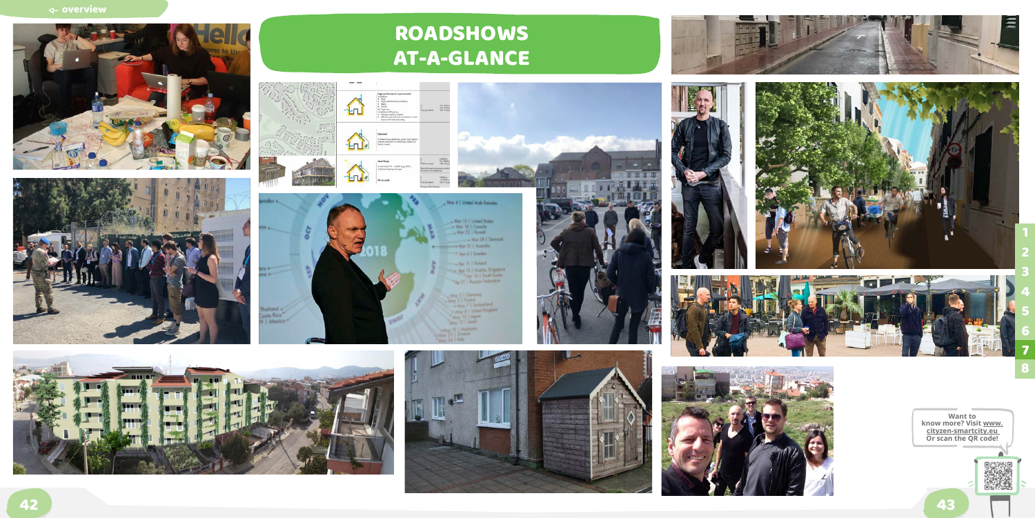# ROADSHOWS AT-A-GLANCE

Want to know more? Visit www.cityzen-smartcity.eu Or scan the QR code!